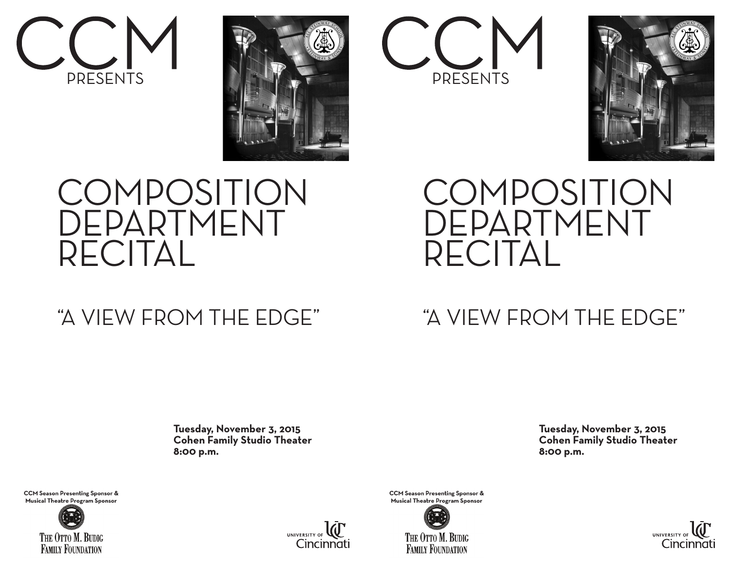# CCM

PRESENTS

# COMPOSITION DEPARTMENT RECITAL

## "A VIEW FROM THE EDGE"

**Tuesday, November 3, 2015**
**Cohen Family Studio Theater**
**8:00 p.m.**

**CCM Season Presenting Sponsor & Musical Theatre Program Sponsor**

The Otto M. Budig Family Foundation

University of Cincinnati

# CCM

PRESENTS

# COMPOSITION DEPARTMENT RECITAL

## "A VIEW FROM THE EDGE"

**Tuesday, November 3, 2015**
**Cohen Family Studio Theater**
**8:00 p.m.**

**CCM Season Presenting Sponsor & Musical Theatre Program Sponsor**

The Otto M. Budig Family Foundation

University of Cincinnati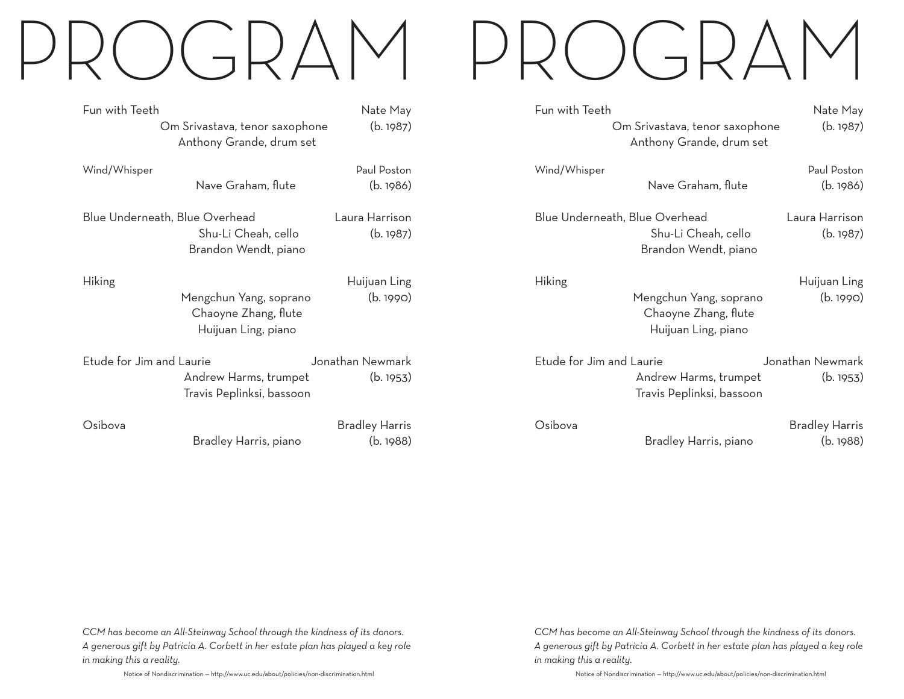# PROGRAM

Fun with Teeth — Nate May (b. 1987)
Om Srivastava, tenor saxophone
Anthony Grande, drum set

Wind/Whisper — Paul Poston (b. 1986)
Nave Graham, flute

Blue Underneath, Blue Overhead — Laura Harrison (b. 1987)
Shu-Li Cheah, cello
Brandon Wendt, piano

Hiking — Huijuan Ling (b. 1990)
Mengchun Yang, soprano
Chaoyne Zhang, flute
Huijuan Ling, piano

Etude for Jim and Laurie — Jonathan Newmark (b. 1953)
Andrew Harms, trumpet
Travis Peplinksi, bassoon

Osibova — Bradley Harris (b. 1988)
Bradley Harris, piano

*CCM has become an All-Steinway School through the kindness of its donors. A generous gift by Patricia A. Corbett in her estate plan has played a key role in making this a reality.*

Notice of Nondiscrimination — http://www.uc.edu/about/policies/non-discrimination.html

# PROGRAM

Fun with Teeth — Nate May (b. 1987)
Om Srivastava, tenor saxophone
Anthony Grande, drum set

Wind/Whisper — Paul Poston (b. 1986)
Nave Graham, flute

Blue Underneath, Blue Overhead — Laura Harrison (b. 1987)
Shu-Li Cheah, cello
Brandon Wendt, piano

Hiking — Huijuan Ling (b. 1990)
Mengchun Yang, soprano
Chaoyne Zhang, flute
Huijuan Ling, piano

Etude for Jim and Laurie — Jonathan Newmark (b. 1953)
Andrew Harms, trumpet
Travis Peplinksi, bassoon

Osibova — Bradley Harris (b. 1988)
Bradley Harris, piano

*CCM has become an All-Steinway School through the kindness of its donors. A generous gift by Patricia A. Corbett in her estate plan has played a key role in making this a reality.*

Notice of Nondiscrimination — http://www.uc.edu/about/policies/non-discrimination.html